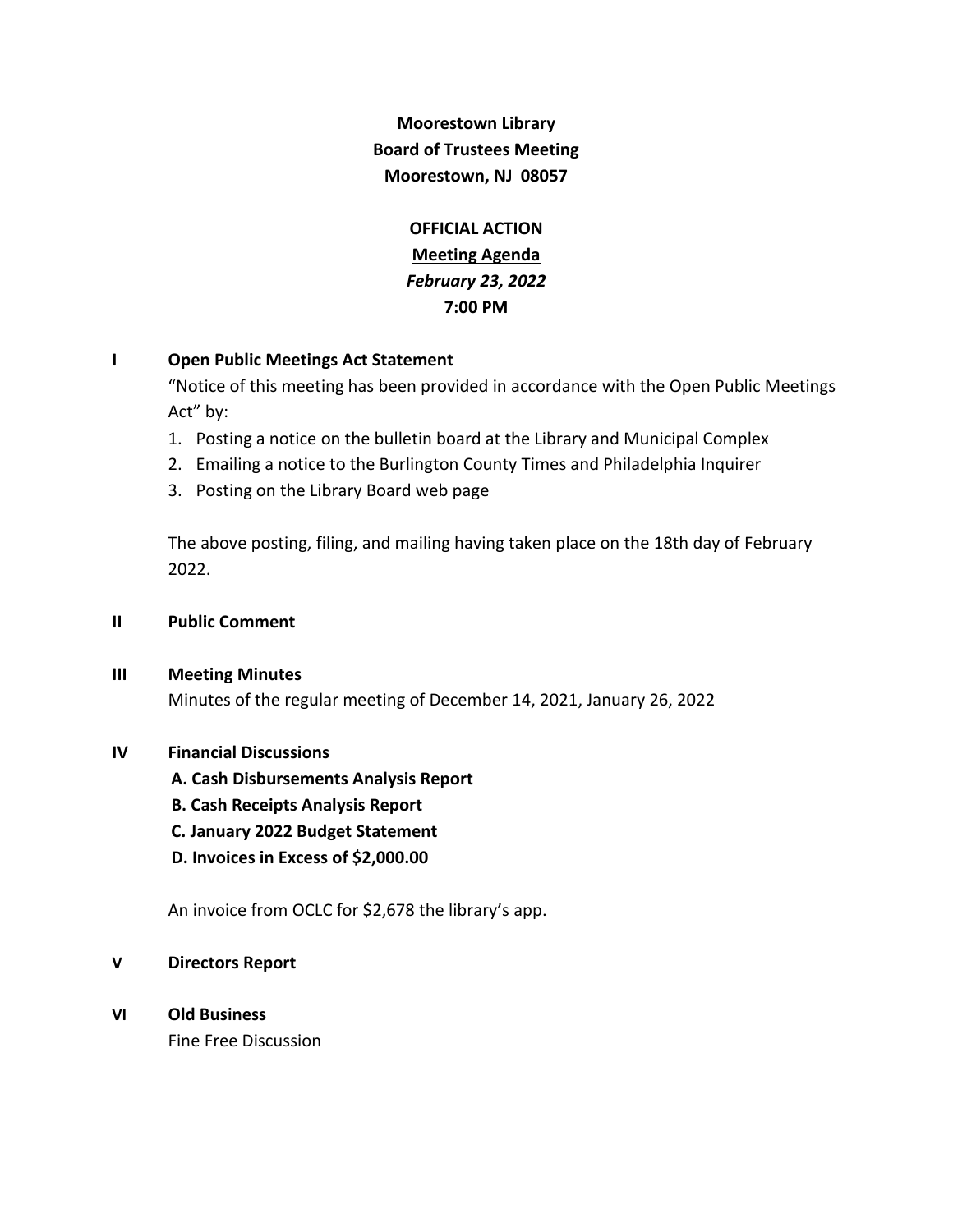**Moorestown Library**
**Board of Trustees Meeting**
**Moorestown, NJ 08057**

**OFFICIAL ACTION**
**Meeting Agenda**
***February 23, 2022***
**7:00 PM**

**I Open Public Meetings Act Statement**

"Notice of this meeting has been provided in accordance with the Open Public Meetings Act" by:

1. Posting a notice on the bulletin board at the Library and Municipal Complex
2. Emailing a notice to the Burlington County Times and Philadelphia Inquirer
3. Posting on the Library Board web page

The above posting, filing, and mailing having taken place on the 18th day of February 2022.

**II Public Comment**

**III Meeting Minutes**

Minutes of the regular meeting of December 14, 2021, January 26, 2022

**IV Financial Discussions**

**A. Cash Disbursements Analysis Report**
**B. Cash Receipts Analysis Report**
**C. January 2022 Budget Statement**
**D. Invoices in Excess of $2,000.00**

An invoice from OCLC for $2,678 the library's app.

**V Directors Report**

**VI Old Business**

Fine Free Discussion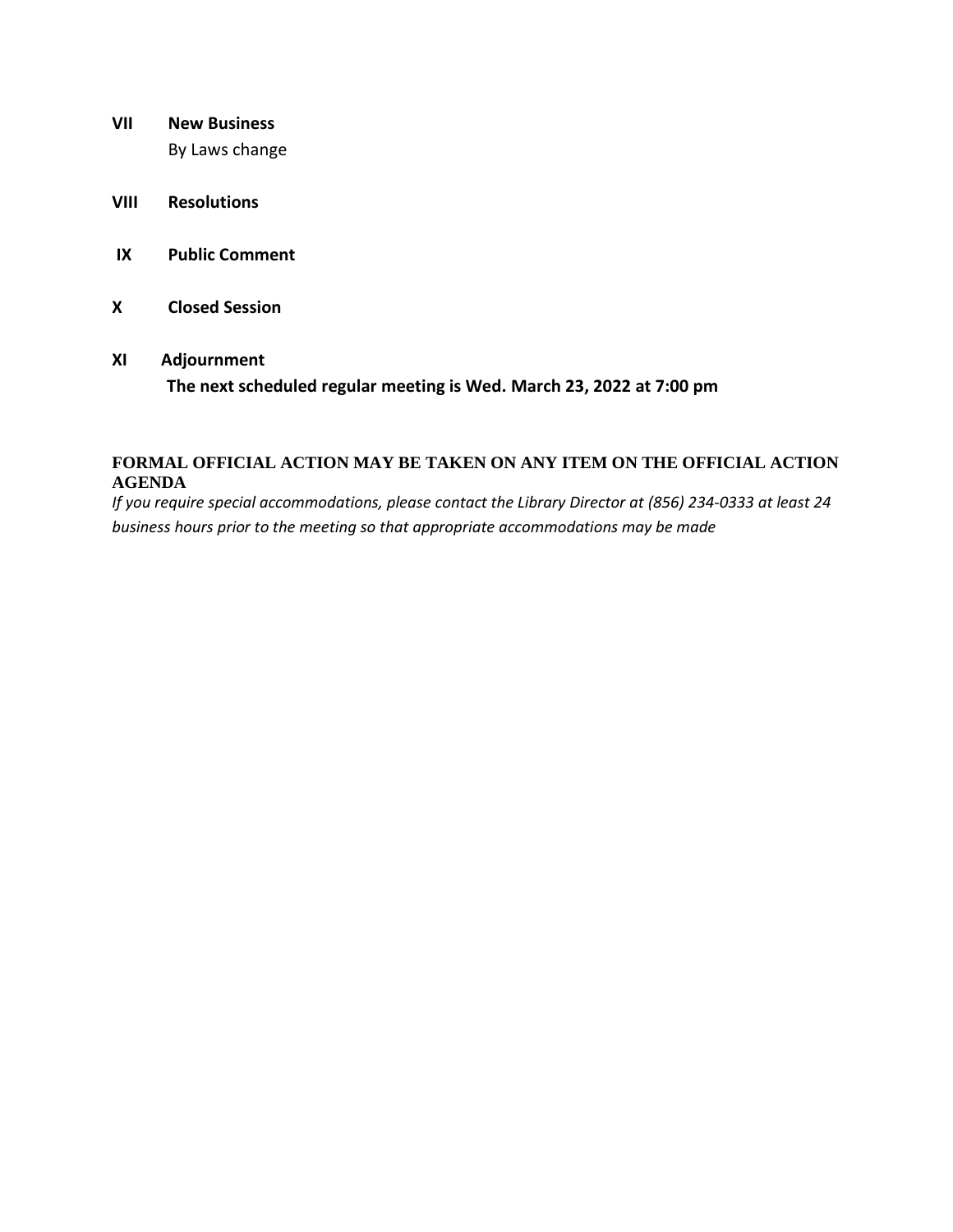**VII New Business**

By Laws change

**VIII Resolutions**

**IX Public Comment**

**X Closed Session**

**XI Adjournment**

**The next scheduled regular meeting is Wed. March 23, 2022 at 7:00 pm**

**FORMAL OFFICIAL ACTION MAY BE TAKEN ON ANY ITEM ON THE OFFICIAL ACTION AGENDA**

*If you require special accommodations, please contact the Library Director at (856) 234-0333 at least 24 business hours prior to the meeting so that appropriate accommodations may be made*